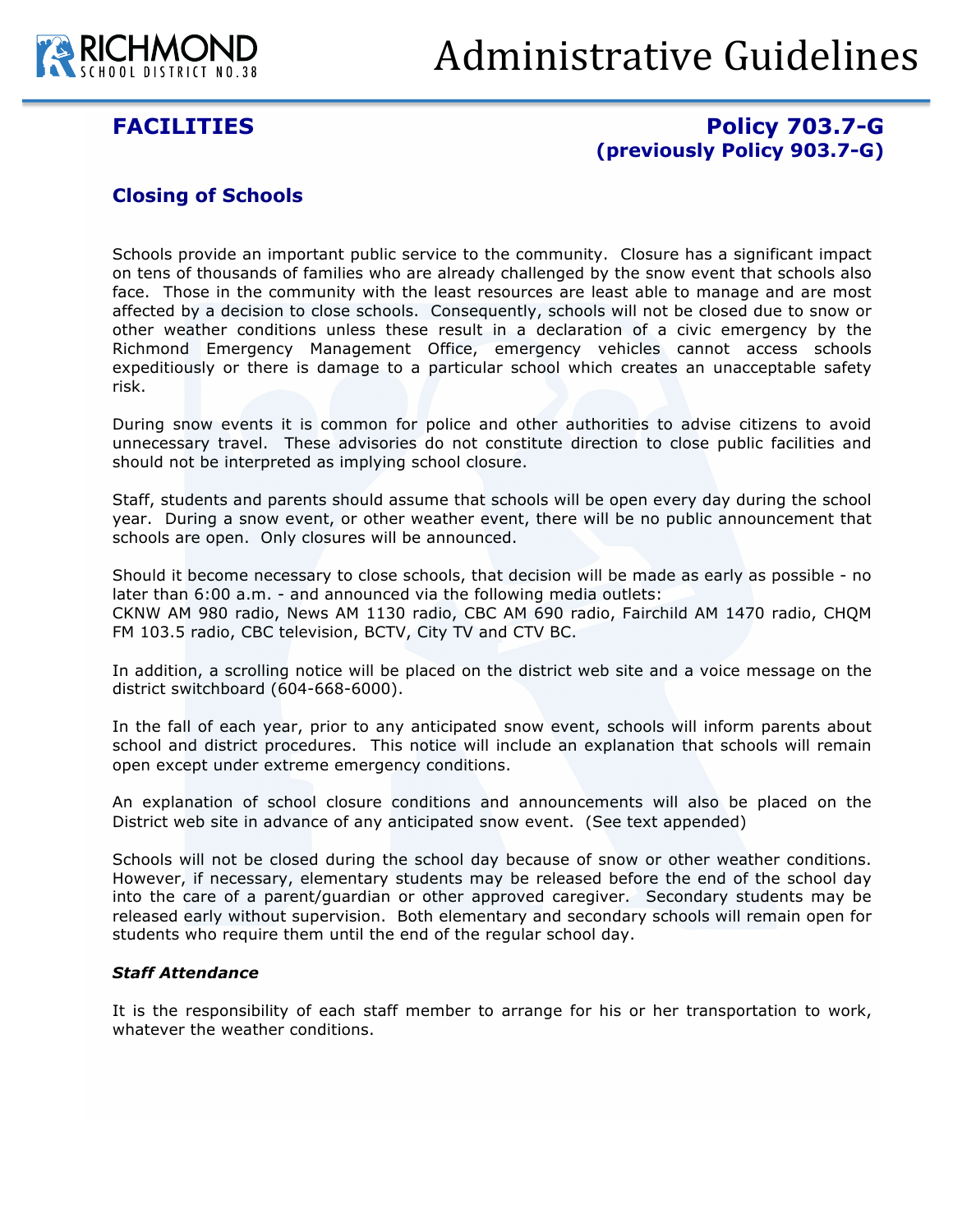# Administrative Guidelines

RICHMOND SCHOOL DISTRICT NO.38

## FACILITIES

## Policy 703.7-G (previously Policy 903.7-G)

### Closing of Schools

Schools provide an important public service to the community. Closure has a significant impact on tens of thousands of families who are already challenged by the snow event that schools also face. Those in the community with the least resources are least able to manage and are most affected by a decision to close schools. Consequently, schools will not be closed due to snow or other weather conditions unless these result in a declaration of a civic emergency by the Richmond Emergency Management Office, emergency vehicles cannot access schools expeditiously or there is damage to a particular school which creates an unacceptable safety risk.

During snow events it is common for police and other authorities to advise citizens to avoid unnecessary travel. These advisories do not constitute direction to close public facilities and should not be interpreted as implying school closure.

Staff, students and parents should assume that schools will be open every day during the school year. During a snow event, or other weather event, there will be no public announcement that schools are open. Only closures will be announced.

Should it become necessary to close schools, that decision will be made as early as possible - no later than 6:00 a.m. - and announced via the following media outlets:
CKNW AM 980 radio, News AM 1130 radio, CBC AM 690 radio, Fairchild AM 1470 radio, CHQM FM 103.5 radio, CBC television, BCTV, City TV and CTV BC.

In addition, a scrolling notice will be placed on the district web site and a voice message on the district switchboard (604-668-6000).

In the fall of each year, prior to any anticipated snow event, schools will inform parents about school and district procedures. This notice will include an explanation that schools will remain open except under extreme emergency conditions.

An explanation of school closure conditions and announcements will also be placed on the District web site in advance of any anticipated snow event. (See text appended)

Schools will not be closed during the school day because of snow or other weather conditions. However, if necessary, elementary students may be released before the end of the school day into the care of a parent/guardian or other approved caregiver. Secondary students may be released early without supervision. Both elementary and secondary schools will remain open for students who require them until the end of the regular school day.

#### *Staff Attendance*

It is the responsibility of each staff member to arrange for his or her transportation to work, whatever the weather conditions.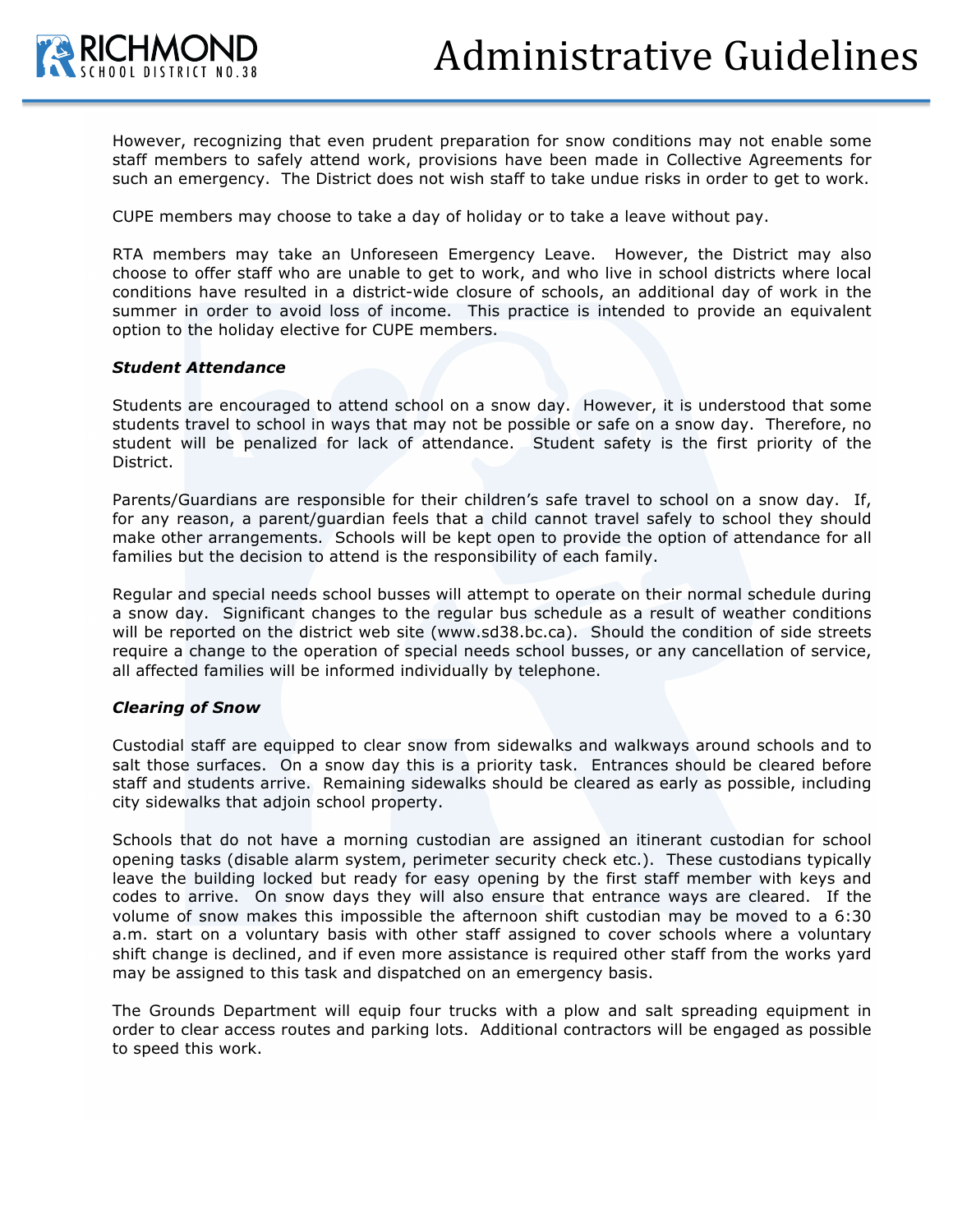However, recognizing that even prudent preparation for snow conditions may not enable some staff members to safely attend work, provisions have been made in Collective Agreements for such an emergency. The District does not wish staff to take undue risks in order to get to work.

CUPE members may choose to take a day of holiday or to take a leave without pay.

RTA members may take an Unforeseen Emergency Leave. However, the District may also choose to offer staff who are unable to get to work, and who live in school districts where local conditions have resulted in a district-wide closure of schools, an additional day of work in the summer in order to avoid loss of income. This practice is intended to provide an equivalent option to the holiday elective for CUPE members.

***Student Attendance***

Students are encouraged to attend school on a snow day. However, it is understood that some students travel to school in ways that may not be possible or safe on a snow day. Therefore, no student will be penalized for lack of attendance. Student safety is the first priority of the District.

Parents/Guardians are responsible for their children's safe travel to school on a snow day. If, for any reason, a parent/guardian feels that a child cannot travel safely to school they should make other arrangements. Schools will be kept open to provide the option of attendance for all families but the decision to attend is the responsibility of each family.

Regular and special needs school busses will attempt to operate on their normal schedule during a snow day. Significant changes to the regular bus schedule as a result of weather conditions will be reported on the district web site (www.sd38.bc.ca). Should the condition of side streets require a change to the operation of special needs school busses, or any cancellation of service, all affected families will be informed individually by telephone.

***Clearing of Snow***

Custodial staff are equipped to clear snow from sidewalks and walkways around schools and to salt those surfaces. On a snow day this is a priority task. Entrances should be cleared before staff and students arrive. Remaining sidewalks should be cleared as early as possible, including city sidewalks that adjoin school property.

Schools that do not have a morning custodian are assigned an itinerant custodian for school opening tasks (disable alarm system, perimeter security check etc.). These custodians typically leave the building locked but ready for easy opening by the first staff member with keys and codes to arrive. On snow days they will also ensure that entrance ways are cleared. If the volume of snow makes this impossible the afternoon shift custodian may be moved to a 6:30 a.m. start on a voluntary basis with other staff assigned to cover schools where a voluntary shift change is declined, and if even more assistance is required other staff from the works yard may be assigned to this task and dispatched on an emergency basis.

The Grounds Department will equip four trucks with a plow and salt spreading equipment in order to clear access routes and parking lots. Additional contractors will be engaged as possible to speed this work.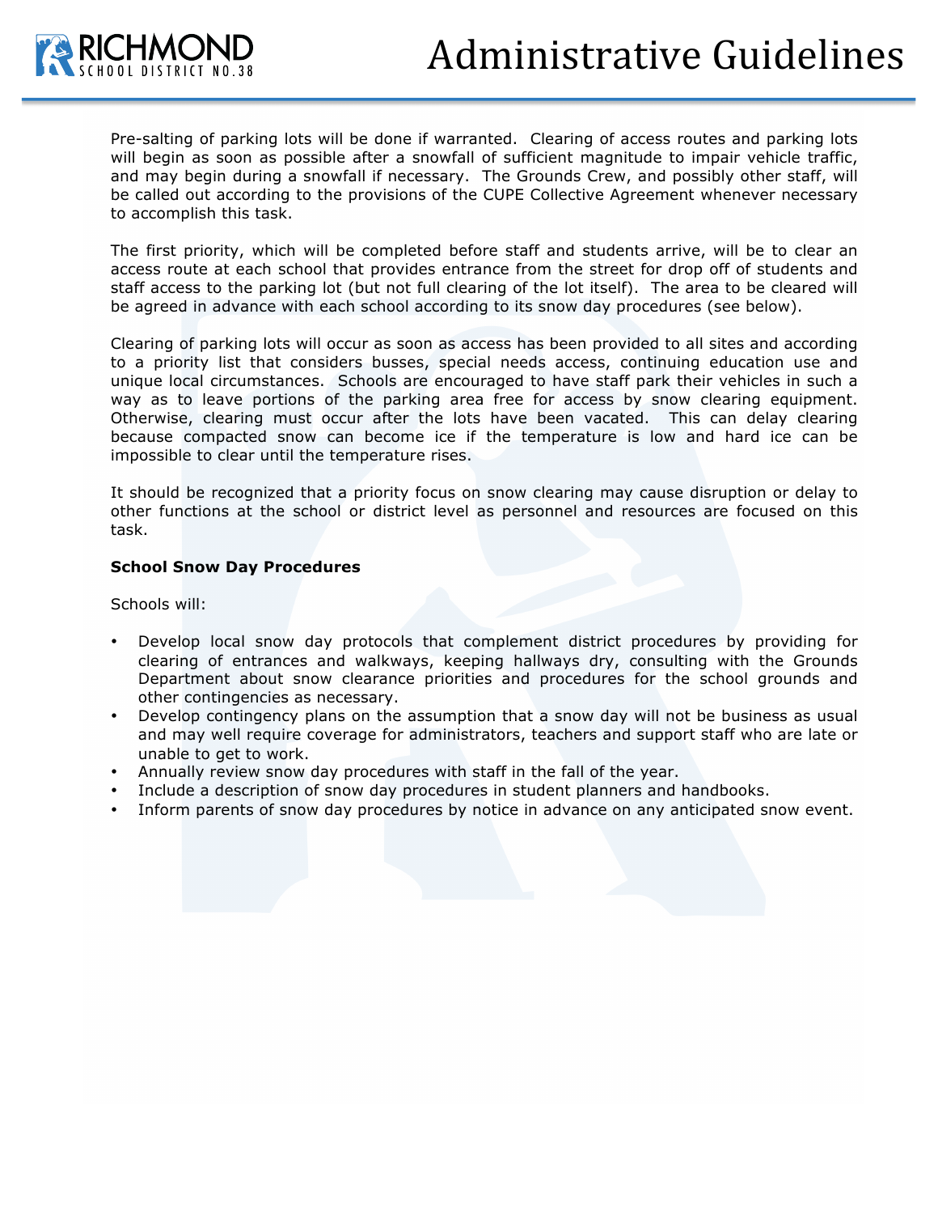Pre-salting of parking lots will be done if warranted. Clearing of access routes and parking lots will begin as soon as possible after a snowfall of sufficient magnitude to impair vehicle traffic, and may begin during a snowfall if necessary. The Grounds Crew, and possibly other staff, will be called out according to the provisions of the CUPE Collective Agreement whenever necessary to accomplish this task.

The first priority, which will be completed before staff and students arrive, will be to clear an access route at each school that provides entrance from the street for drop off of students and staff access to the parking lot (but not full clearing of the lot itself). The area to be cleared will be agreed in advance with each school according to its snow day procedures (see below).

Clearing of parking lots will occur as soon as access has been provided to all sites and according to a priority list that considers busses, special needs access, continuing education use and unique local circumstances. Schools are encouraged to have staff park their vehicles in such a way as to leave portions of the parking area free for access by snow clearing equipment. Otherwise, clearing must occur after the lots have been vacated. This can delay clearing because compacted snow can become ice if the temperature is low and hard ice can be impossible to clear until the temperature rises.

It should be recognized that a priority focus on snow clearing may cause disruption or delay to other functions at the school or district level as personnel and resources are focused on this task.

**School Snow Day Procedures**

Schools will:

- Develop local snow day protocols that complement district procedures by providing for clearing of entrances and walkways, keeping hallways dry, consulting with the Grounds Department about snow clearance priorities and procedures for the school grounds and other contingencies as necessary.
- Develop contingency plans on the assumption that a snow day will not be business as usual and may well require coverage for administrators, teachers and support staff who are late or unable to get to work.
- Annually review snow day procedures with staff in the fall of the year.
- Include a description of snow day procedures in student planners and handbooks.
- Inform parents of snow day procedures by notice in advance on any anticipated snow event.